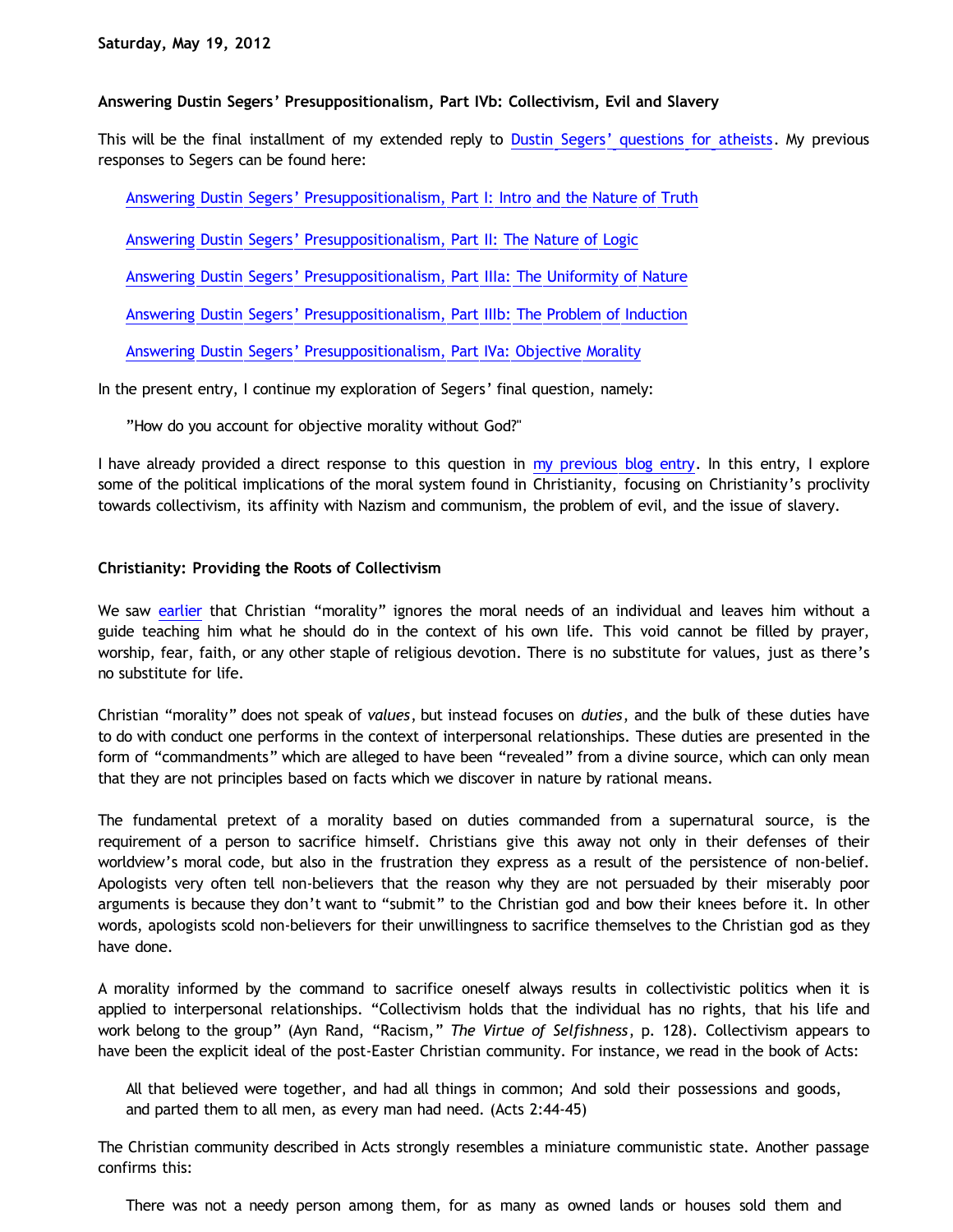**Saturday, May 19, 2012**

### Answering Dustin Segers' Presuppositionalism, Part IVb: Collectivism, Evil and Slavery

This will be the final installment of my extended reply to Dustin Segers' questions for atheists. My previous responses to Segers can be found here:

> Answering Dustin Segers' Presuppositionalism, Part I: Intro and the Nature of Truth
>
> Answering Dustin Segers' Presuppositionalism, Part II: The Nature of Logic
>
> Answering Dustin Segers' Presuppositionalism, Part IIIa: The Uniformity of Nature
>
> Answering Dustin Segers' Presuppositionalism, Part IIIb: The Problem of Induction
>
> Answering Dustin Segers' Presuppositionalism, Part IVa: Objective Morality

In the present entry, I continue my exploration of Segers' final question, namely:

> "How do you account for objective morality without God?"

I have already provided a direct response to this question in my previous blog entry. In this entry, I explore some of the political implications of the moral system found in Christianity, focusing on Christianity's proclivity towards collectivism, its affinity with Nazism and communism, the problem of evil, and the issue of slavery.

#### Christianity: Providing the Roots of Collectivism

We saw earlier that Christian "morality" ignores the moral needs of an individual and leaves him without a guide teaching him what he should do in the context of his own life. This void cannot be filled by prayer, worship, fear, faith, or any other staple of religious devotion. There is no substitute for values, just as there's no substitute for life.

Christian "morality" does not speak of *values*, but instead focuses on *duties*, and the bulk of these duties have to do with conduct one performs in the context of interpersonal relationships. These duties are presented in the form of "commandments" which are alleged to have been "revealed" from a divine source, which can only mean that they are not principles based on facts which we discover in nature by rational means.

The fundamental pretext of a morality based on duties commanded from a supernatural source, is the requirement of a person to sacrifice himself. Christians give this away not only in their defenses of their worldview's moral code, but also in the frustration they express as a result of the persistence of non-belief. Apologists very often tell non-believers that the reason why they are not persuaded by their miserably poor arguments is because they don't want to "submit" to the Christian god and bow their knees before it. In other words, apologists scold non-believers for their unwillingness to sacrifice themselves to the Christian god as they have done.

A morality informed by the command to sacrifice oneself always results in collectivistic politics when it is applied to interpersonal relationships. "Collectivism holds that the individual has no rights, that his life and work belong to the group" (Ayn Rand, "Racism," *The Virtue of Selfishness*, p. 128). Collectivism appears to have been the explicit ideal of the post-Easter Christian community. For instance, we read in the book of Acts:

> All that believed were together, and had all things in common; And sold their possessions and goods, and parted them to all men, as every man had need. (Acts 2:44-45)

The Christian community described in Acts strongly resembles a miniature communistic state. Another passage confirms this:

> There was not a needy person among them, for as many as owned lands or houses sold them and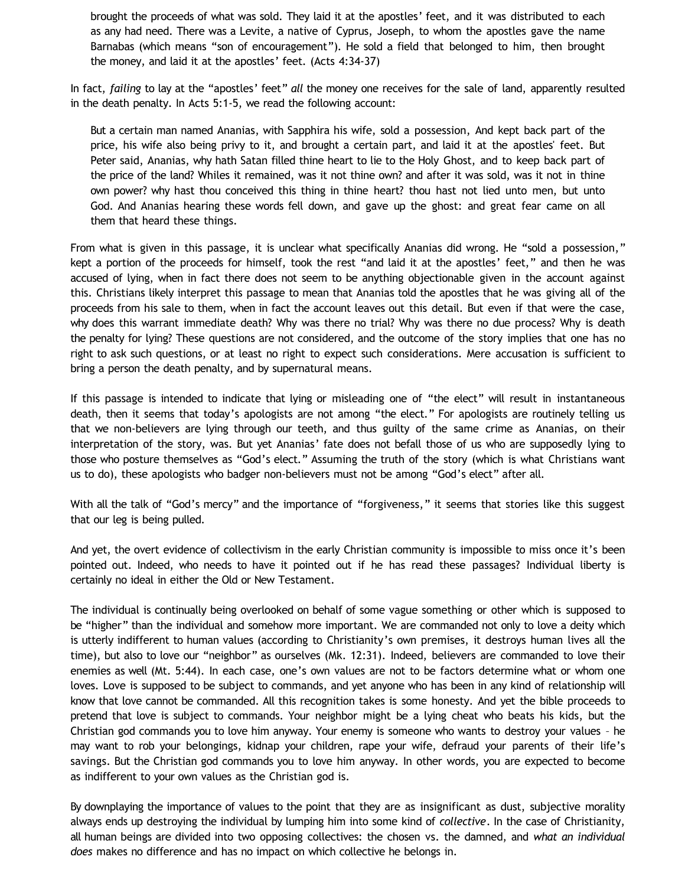> brought the proceeds of what was sold. They laid it at the apostles' feet, and it was distributed to each as any had need. There was a Levite, a native of Cyprus, Joseph, to whom the apostles gave the name Barnabas (which means "son of encouragement"). He sold a field that belonged to him, then brought the money, and laid it at the apostles' feet. (Acts 4:34-37)

In fact, *failing* to lay at the "apostles' feet" *all* the money one receives for the sale of land, apparently resulted in the death penalty. In Acts 5:1-5, we read the following account:

> But a certain man named Ananias, with Sapphira his wife, sold a possession, And kept back part of the price, his wife also being privy to it, and brought a certain part, and laid it at the apostles' feet. But Peter said, Ananias, why hath Satan filled thine heart to lie to the Holy Ghost, and to keep back part of the price of the land? Whiles it remained, was it not thine own? and after it was sold, was it not in thine own power? why hast thou conceived this thing in thine heart? thou hast not lied unto men, but unto God. And Ananias hearing these words fell down, and gave up the ghost: and great fear came on all them that heard these things.

From what is given in this passage, it is unclear what specifically Ananias did wrong. He "sold a possession," kept a portion of the proceeds for himself, took the rest "and laid it at the apostles' feet," and then he was accused of lying, when in fact there does not seem to be anything objectionable given in the account against this. Christians likely interpret this passage to mean that Ananias told the apostles that he was giving all of the proceeds from his sale to them, when in fact the account leaves out this detail. But even if that were the case, why does this warrant immediate death? Why was there no trial? Why was there no due process? Why is death the penalty for lying? These questions are not considered, and the outcome of the story implies that one has no right to ask such questions, or at least no right to expect such considerations. Mere accusation is sufficient to bring a person the death penalty, and by supernatural means.

If this passage is intended to indicate that lying or misleading one of "the elect" will result in instantaneous death, then it seems that today's apologists are not among "the elect." For apologists are routinely telling us that we non-believers are lying through our teeth, and thus guilty of the same crime as Ananias, on their interpretation of the story, was. But yet Ananias' fate does not befall those of us who are supposedly lying to those who posture themselves as "God's elect." Assuming the truth of the story (which is what Christians want us to do), these apologists who badger non-believers must not be among "God's elect" after all.

With all the talk of "God's mercy" and the importance of "forgiveness," it seems that stories like this suggest that our leg is being pulled.

And yet, the overt evidence of collectivism in the early Christian community is impossible to miss once it's been pointed out. Indeed, who needs to have it pointed out if he has read these passages? Individual liberty is certainly no ideal in either the Old or New Testament.

The individual is continually being overlooked on behalf of some vague something or other which is supposed to be "higher" than the individual and somehow more important. We are commanded not only to love a deity which is utterly indifferent to human values (according to Christianity's own premises, it destroys human lives all the time), but also to love our "neighbor" as ourselves (Mk. 12:31). Indeed, believers are commanded to love their enemies as well (Mt. 5:44). In each case, one's own values are not to be factors determine what or whom one loves. Love is supposed to be subject to commands, and yet anyone who has been in any kind of relationship will know that love cannot be commanded. All this recognition takes is some honesty. And yet the bible proceeds to pretend that love is subject to commands. Your neighbor might be a lying cheat who beats his kids, but the Christian god commands you to love him anyway. Your enemy is someone who wants to destroy your values – he may want to rob your belongings, kidnap your children, rape your wife, defraud your parents of their life's savings. But the Christian god commands you to love him anyway. In other words, you are expected to become as indifferent to your own values as the Christian god is.

By downplaying the importance of values to the point that they are as insignificant as dust, subjective morality always ends up destroying the individual by lumping him into some kind of *collective*. In the case of Christianity, all human beings are divided into two opposing collectives: the chosen vs. the damned, and *what an individual does* makes no difference and has no impact on which collective he belongs in.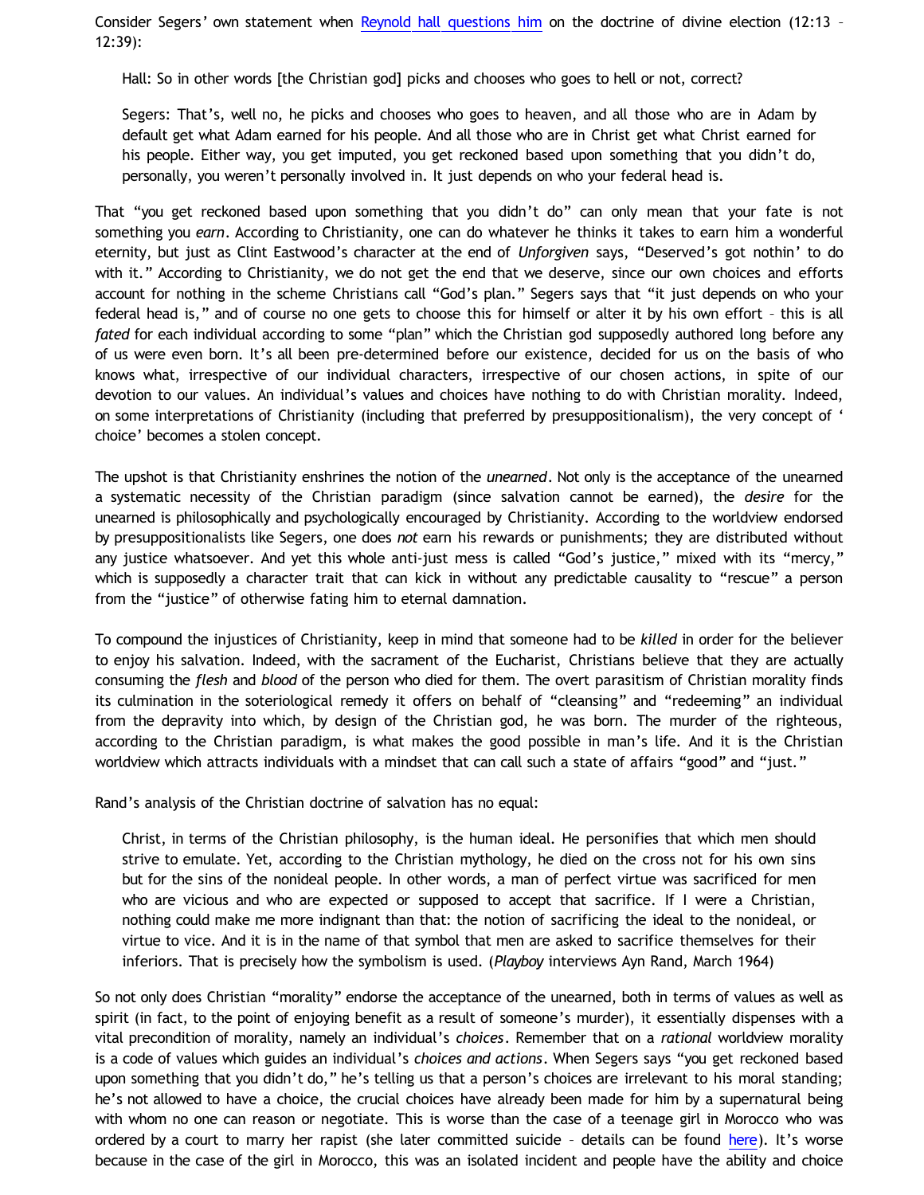Consider Segers' own statement when [Reynold hall questions him](#) on the doctrine of divine election (12:13 – 12:39):

> Hall: So in other words [the Christian god] picks and chooses who goes to hell or not, correct?
>
> Segers: That's, well no, he picks and chooses who goes to heaven, and all those who are in Adam by default get what Adam earned for his people. And all those who are in Christ get what Christ earned for his people. Either way, you get imputed, you get reckoned based upon something that you didn't do, personally, you weren't personally involved in. It just depends on who your federal head is.

That "you get reckoned based upon something that you didn't do" can only mean that your fate is not something you *earn*. According to Christianity, one can do whatever he thinks it takes to earn him a wonderful eternity, but just as Clint Eastwood's character at the end of *Unforgiven* says, "Deserved's got nothin' to do with it." According to Christianity, we do not get the end that we deserve, since our own choices and efforts account for nothing in the scheme Christians call "God's plan." Segers says that "it just depends on who your federal head is," and of course no one gets to choose this for himself or alter it by his own effort – this is all *fated* for each individual according to some "plan" which the Christian god supposedly authored long before any of us were even born. It's all been pre-determined before our existence, decided for us on the basis of who knows what, irrespective of our individual characters, irrespective of our chosen actions, in spite of our devotion to our values. An individual's values and choices have nothing to do with Christian morality. Indeed, on some interpretations of Christianity (including that preferred by presuppositionalism), the very concept of ' choice' becomes a stolen concept.

The upshot is that Christianity enshrines the notion of the *unearned*. Not only is the acceptance of the unearned a systematic necessity of the Christian paradigm (since salvation cannot be earned), the *desire* for the unearned is philosophically and psychologically encouraged by Christianity. According to the worldview endorsed by presuppositionalists like Segers, one does *not* earn his rewards or punishments; they are distributed without any justice whatsoever. And yet this whole anti-just mess is called "God's justice," mixed with its "mercy," which is supposedly a character trait that can kick in without any predictable causality to "rescue" a person from the "justice" of otherwise fating him to eternal damnation.

To compound the injustices of Christianity, keep in mind that someone had to be *killed* in order for the believer to enjoy his salvation. Indeed, with the sacrament of the Eucharist, Christians believe that they are actually consuming the *flesh* and *blood* of the person who died for them. The overt parasitism of Christian morality finds its culmination in the soteriological remedy it offers on behalf of "cleansing" and "redeeming" an individual from the depravity into which, by design of the Christian god, he was born. The murder of the righteous, according to the Christian paradigm, is what makes the good possible in man's life. And it is the Christian worldview which attracts individuals with a mindset that can call such a state of affairs "good" and "just."

Rand's analysis of the Christian doctrine of salvation has no equal:

> Christ, in terms of the Christian philosophy, is the human ideal. He personifies that which men should strive to emulate. Yet, according to the Christian mythology, he died on the cross not for his own sins but for the sins of the nonideal people. In other words, a man of perfect virtue was sacrificed for men who are vicious and who are expected or supposed to accept that sacrifice. If I were a Christian, nothing could make me more indignant than that: the notion of sacrificing the ideal to the nonideal, or virtue to vice. And it is in the name of that symbol that men are asked to sacrifice themselves for their inferiors. That is precisely how the symbolism is used. (*Playboy* interviews Ayn Rand, March 1964)

So not only does Christian "morality" endorse the acceptance of the unearned, both in terms of values as well as spirit (in fact, to the point of enjoying benefit as a result of someone's murder), it essentially dispenses with a vital precondition of morality, namely an individual's *choices*. Remember that on a *rational* worldview morality is a code of values which guides an individual's *choices and actions*. When Segers says "you get reckoned based upon something that you didn't do," he's telling us that a person's choices are irrelevant to his moral standing; he's not allowed to have a choice, the crucial choices have already been made for him by a supernatural being with whom no one can reason or negotiate. This is worse than the case of a teenage girl in Morocco who was ordered by a court to marry her rapist (she later committed suicide – details can be found [here](#)). It's worse because in the case of the girl in Morocco, this was an isolated incident and people have the ability and choice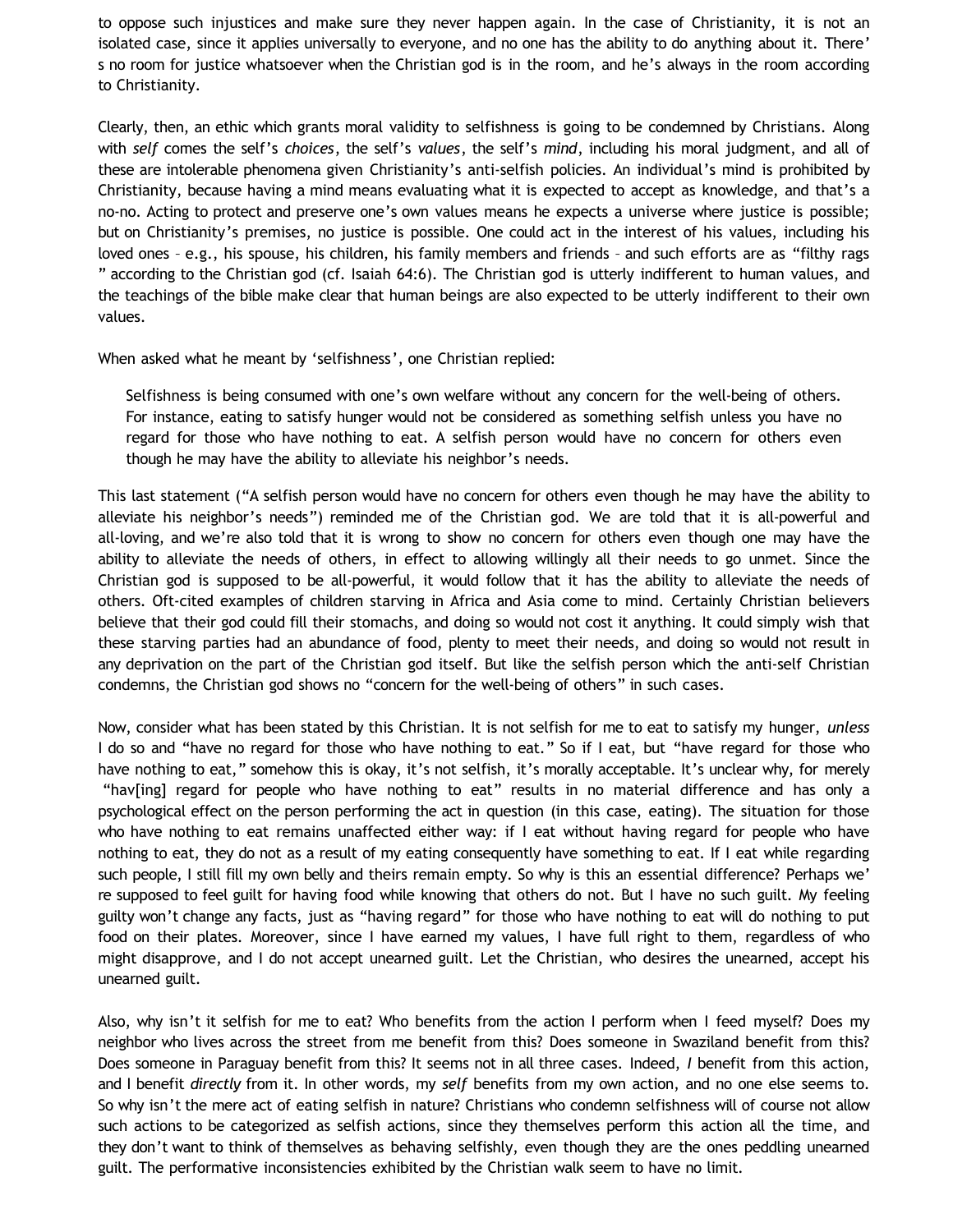to oppose such injustices and make sure they never happen again. In the case of Christianity, it is not an isolated case, since it applies universally to everyone, and no one has the ability to do anything about it. There's no room for justice whatsoever when the Christian god is in the room, and he's always in the room according to Christianity.

Clearly, then, an ethic which grants moral validity to selfishness is going to be condemned by Christians. Along with *self* comes the self's *choices*, the self's *values*, the self's *mind*, including his moral judgment, and all of these are intolerable phenomena given Christianity's anti-selfish policies. An individual's mind is prohibited by Christianity, because having a mind means evaluating what it is expected to accept as knowledge, and that's a no-no. Acting to protect and preserve one's own values means he expects a universe where justice is possible; but on Christianity's premises, no justice is possible. One could act in the interest of his values, including his loved ones – e.g., his spouse, his children, his family members and friends – and such efforts are as "filthy rags" according to the Christian god (cf. Isaiah 64:6). The Christian god is utterly indifferent to human values, and the teachings of the bible make clear that human beings are also expected to be utterly indifferent to their own values.

When asked what he meant by 'selfishness', one Christian replied:

> Selfishness is being consumed with one's own welfare without any concern for the well-being of others. For instance, eating to satisfy hunger would not be considered as something selfish unless you have no regard for those who have nothing to eat. A selfish person would have no concern for others even though he may have the ability to alleviate his neighbor's needs.

This last statement ("A selfish person would have no concern for others even though he may have the ability to alleviate his neighbor's needs") reminded me of the Christian god. We are told that it is all-powerful and all-loving, and we're also told that it is wrong to show no concern for others even though one may have the ability to alleviate the needs of others, in effect to allowing willingly all their needs to go unmet. Since the Christian god is supposed to be all-powerful, it would follow that it has the ability to alleviate the needs of others. Oft-cited examples of children starving in Africa and Asia come to mind. Certainly Christian believers believe that their god could fill their stomachs, and doing so would not cost it anything. It could simply wish that these starving parties had an abundance of food, plenty to meet their needs, and doing so would not result in any deprivation on the part of the Christian god itself. But like the selfish person which the anti-self Christian condemns, the Christian god shows no "concern for the well-being of others" in such cases.

Now, consider what has been stated by this Christian. It is not selfish for me to eat to satisfy my hunger, *unless* I do so and "have no regard for those who have nothing to eat." So if I eat, but "have regard for those who have nothing to eat," somehow this is okay, it's not selfish, it's morally acceptable. It's unclear why, for merely "hav[ing] regard for people who have nothing to eat" results in no material difference and has only a psychological effect on the person performing the act in question (in this case, eating). The situation for those who have nothing to eat remains unaffected either way: if I eat without having regard for people who have nothing to eat, they do not as a result of my eating consequently have something to eat. If I eat while regarding such people, I still fill my own belly and theirs remain empty. So why is this an essential difference? Perhaps we're supposed to feel guilt for having food while knowing that others do not. But I have no such guilt. My feeling guilty won't change any facts, just as "having regard" for those who have nothing to eat will do nothing to put food on their plates. Moreover, since I have earned my values, I have full right to them, regardless of who might disapprove, and I do not accept unearned guilt. Let the Christian, who desires the unearned, accept his unearned guilt.

Also, why isn't it selfish for me to eat? Who benefits from the action I perform when I feed myself? Does my neighbor who lives across the street from me benefit from this? Does someone in Swaziland benefit from this? Does someone in Paraguay benefit from this? It seems not in all three cases. Indeed, *I* benefit from this action, and I benefit *directly* from it. In other words, my *self* benefits from my own action, and no one else seems to. So why isn't the mere act of eating selfish in nature? Christians who condemn selfishness will of course not allow such actions to be categorized as selfish actions, since they themselves perform this action all the time, and they don't want to think of themselves as behaving selfishly, even though they are the ones peddling unearned guilt. The performative inconsistencies exhibited by the Christian walk seem to have no limit.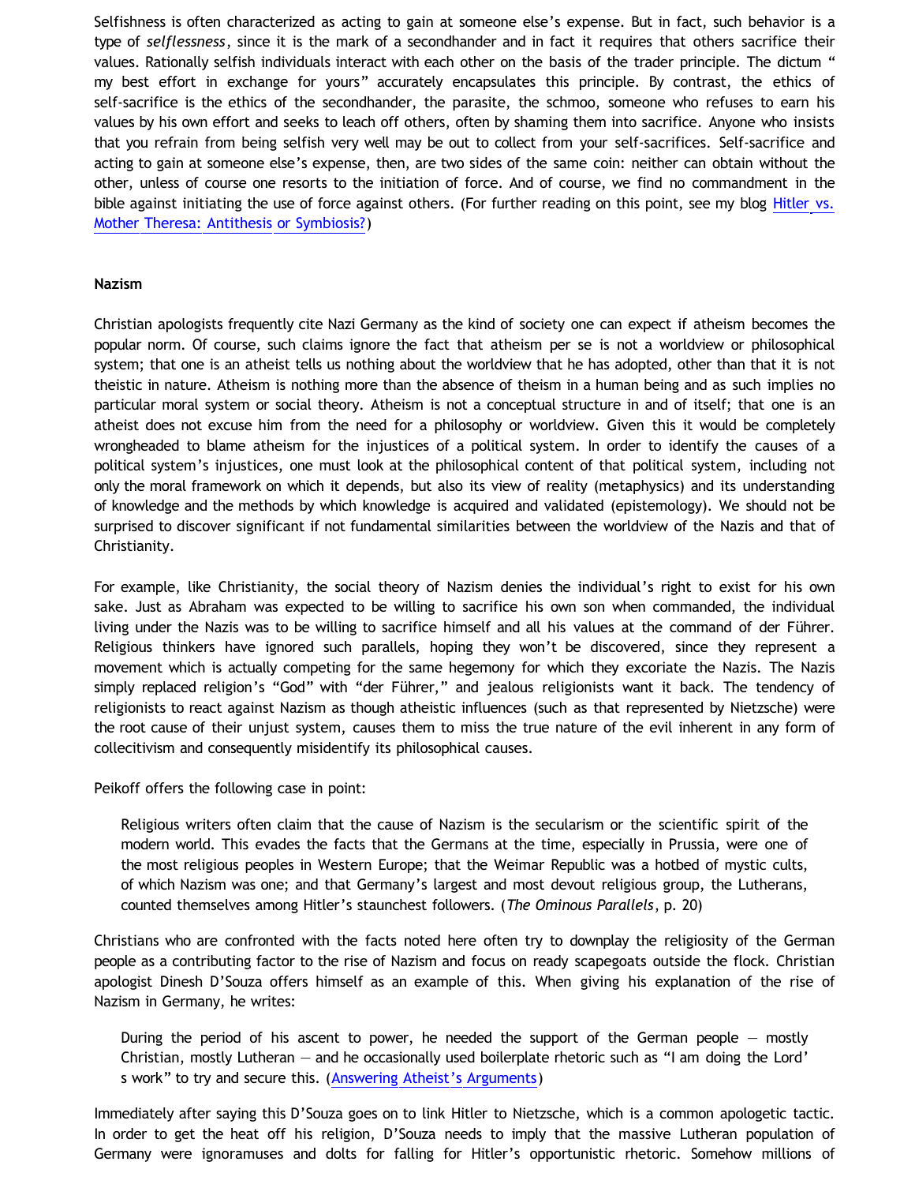Selfishness is often characterized as acting to gain at someone else's expense. But in fact, such behavior is a type of *selflessness*, since it is the mark of a secondhander and in fact it requires that others sacrifice their values. Rationally selfish individuals interact with each other on the basis of the trader principle. The dictum " my best effort in exchange for yours" accurately encapsulates this principle. By contrast, the ethics of self-sacrifice is the ethics of the secondhander, the parasite, the schmoo, someone who refuses to earn his values by his own effort and seeks to leach off others, often by shaming them into sacrifice. Anyone who insists that you refrain from being selfish very well may be out to collect from your self-sacrifices. Self-sacrifice and acting to gain at someone else's expense, then, are two sides of the same coin: neither can obtain without the other, unless of course one resorts to the initiation of force. And of course, we find no commandment in the bible against initiating the use of force against others. (For further reading on this point, see my blog [Hitler vs. Mother Theresa: Antithesis or Symbiosis?])

**Nazism**

Christian apologists frequently cite Nazi Germany as the kind of society one can expect if atheism becomes the popular norm. Of course, such claims ignore the fact that atheism per se is not a worldview or philosophical system; that one is an atheist tells us nothing about the worldview that he has adopted, other than that it is not theistic in nature. Atheism is nothing more than the absence of theism in a human being and as such implies no particular moral system or social theory. Atheism is not a conceptual structure in and of itself; that one is an atheist does not excuse him from the need for a philosophy or worldview. Given this it would be completely wrongheaded to blame atheism for the injustices of a political system. In order to identify the causes of a political system's injustices, one must look at the philosophical content of that political system, including not only the moral framework on which it depends, but also its view of reality (metaphysics) and its understanding of knowledge and the methods by which knowledge is acquired and validated (epistemology). We should not be surprised to discover significant if not fundamental similarities between the worldview of the Nazis and that of Christianity.

For example, like Christianity, the social theory of Nazism denies the individual's right to exist for his own sake. Just as Abraham was expected to be willing to sacrifice his own son when commanded, the individual living under the Nazis was to be willing to sacrifice himself and all his values at the command of der Führer. Religious thinkers have ignored such parallels, hoping they won't be discovered, since they represent a movement which is actually competing for the same hegemony for which they excoriate the Nazis. The Nazis simply replaced religion's "God" with "der Führer," and jealous religionists want it back. The tendency of religionists to react against Nazism as though atheistic influences (such as that represented by Nietzsche) were the root cause of their unjust system, causes them to miss the true nature of the evil inherent in any form of collecitivism and consequently misidentify its philosophical causes.

Peikoff offers the following case in point:

> Religious writers often claim that the cause of Nazism is the secularism or the scientific spirit of the modern world. This evades the facts that the Germans at the time, especially in Prussia, were one of the most religious peoples in Western Europe; that the Weimar Republic was a hotbed of mystic cults, of which Nazism was one; and that Germany's largest and most devout religious group, the Lutherans, counted themselves among Hitler's staunchest followers. (*The Ominous Parallels*, p. 20)

Christians who are confronted with the facts noted here often try to downplay the religiosity of the German people as a contributing factor to the rise of Nazism and focus on ready scapegoats outside the flock. Christian apologist Dinesh D'Souza offers himself as an example of this. When giving his explanation of the rise of Nazism in Germany, he writes:

> During the period of his ascent to power, he needed the support of the German people — mostly Christian, mostly Lutheran — and he occasionally used boilerplate rhetoric such as "I am doing the Lord's work" to try and secure this. ([Answering Atheist's Arguments])

Immediately after saying this D'Souza goes on to link Hitler to Nietzsche, which is a common apologetic tactic. In order to get the heat off his religion, D'Souza needs to imply that the massive Lutheran population of Germany were ignoramuses and dolts for falling for Hitler's opportunistic rhetoric. Somehow millions of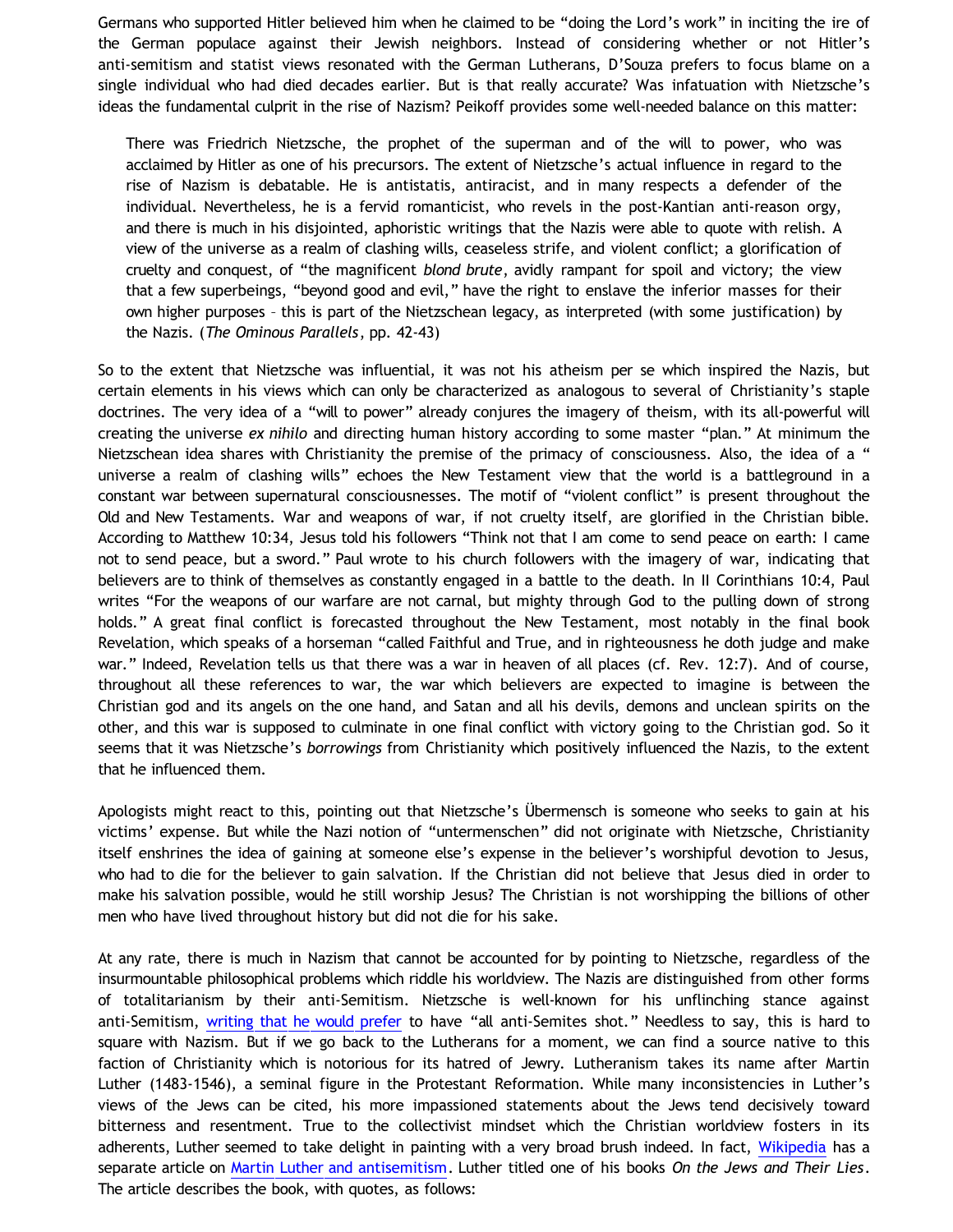Germans who supported Hitler believed him when he claimed to be "doing the Lord's work" in inciting the ire of the German populace against their Jewish neighbors. Instead of considering whether or not Hitler's anti-semitism and statist views resonated with the German Lutherans, D'Souza prefers to focus blame on a single individual who had died decades earlier. But is that really accurate? Was infatuation with Nietzsche's ideas the fundamental culprit in the rise of Nazism? Peikoff provides some well-needed balance on this matter:

> There was Friedrich Nietzsche, the prophet of the superman and of the will to power, who was acclaimed by Hitler as one of his precursors. The extent of Nietzsche's actual influence in regard to the rise of Nazism is debatable. He is antistatis, antiracist, and in many respects a defender of the individual. Nevertheless, he is a fervid romanticist, who revels in the post-Kantian anti-reason orgy, and there is much in his disjointed, aphoristic writings that the Nazis were able to quote with relish. A view of the universe as a realm of clashing wills, ceaseless strife, and violent conflict; a glorification of cruelty and conquest, of "the magnificent *blond brute*, avidly rampant for spoil and victory; the view that a few superbeings, "beyond good and evil," have the right to enslave the inferior masses for their own higher purposes – this is part of the Nietzschean legacy, as interpreted (with some justification) by the Nazis. (*The Ominous Parallels*, pp. 42-43)

So to the extent that Nietzsche was influential, it was not his atheism per se which inspired the Nazis, but certain elements in his views which can only be characterized as analogous to several of Christianity's staple doctrines. The very idea of a "will to power" already conjures the imagery of theism, with its all-powerful will creating the universe *ex nihilo* and directing human history according to some master "plan." At minimum the Nietzschean idea shares with Christianity the premise of the primacy of consciousness. Also, the idea of a " universe a realm of clashing wills" echoes the New Testament view that the world is a battleground in a constant war between supernatural consciousnesses. The motif of "violent conflict" is present throughout the Old and New Testaments. War and weapons of war, if not cruelty itself, are glorified in the Christian bible. According to Matthew 10:34, Jesus told his followers "Think not that I am come to send peace on earth: I came not to send peace, but a sword." Paul wrote to his church followers with the imagery of war, indicating that believers are to think of themselves as constantly engaged in a battle to the death. In II Corinthians 10:4, Paul writes "For the weapons of our warfare are not carnal, but mighty through God to the pulling down of strong holds." A great final conflict is forecasted throughout the New Testament, most notably in the final book Revelation, which speaks of a horseman "called Faithful and True, and in righteousness he doth judge and make war." Indeed, Revelation tells us that there was a war in heaven of all places (cf. Rev. 12:7). And of course, throughout all these references to war, the war which believers are expected to imagine is between the Christian god and its angels on the one hand, and Satan and all his devils, demons and unclean spirits on the other, and this war is supposed to culminate in one final conflict with victory going to the Christian god. So it seems that it was Nietzsche's *borrowings* from Christianity which positively influenced the Nazis, to the extent that he influenced them.

Apologists might react to this, pointing out that Nietzsche's Übermensch is someone who seeks to gain at his victims' expense. But while the Nazi notion of "untermenschen" did not originate with Nietzsche, Christianity itself enshrines the idea of gaining at someone else's expense in the believer's worshipful devotion to Jesus, who had to die for the believer to gain salvation. If the Christian did not believe that Jesus died in order to make his salvation possible, would he still worship Jesus? The Christian is not worshipping the billions of other men who have lived throughout history but did not die for his sake.

At any rate, there is much in Nazism that cannot be accounted for by pointing to Nietzsche, regardless of the insurmountable philosophical problems which riddle his worldview. The Nazis are distinguished from other forms of totalitarianism by their anti-Semitism. Nietzsche is well-known for his unflinching stance against anti-Semitism, writing that he would prefer to have "all anti-Semites shot." Needless to say, this is hard to square with Nazism. But if we go back to the Lutherans for a moment, we can find a source native to this faction of Christianity which is notorious for its hatred of Jewry. Lutheranism takes its name after Martin Luther (1483-1546), a seminal figure in the Protestant Reformation. While many inconsistencies in Luther's views of the Jews can be cited, his more impassioned statements about the Jews tend decisively toward bitterness and resentment. True to the collectivist mindset which the Christian worldview fosters in its adherents, Luther seemed to take delight in painting with a very broad brush indeed. In fact, Wikipedia has a separate article on Martin Luther and antisemitism. Luther titled one of his books *On the Jews and Their Lies*. The article describes the book, with quotes, as follows: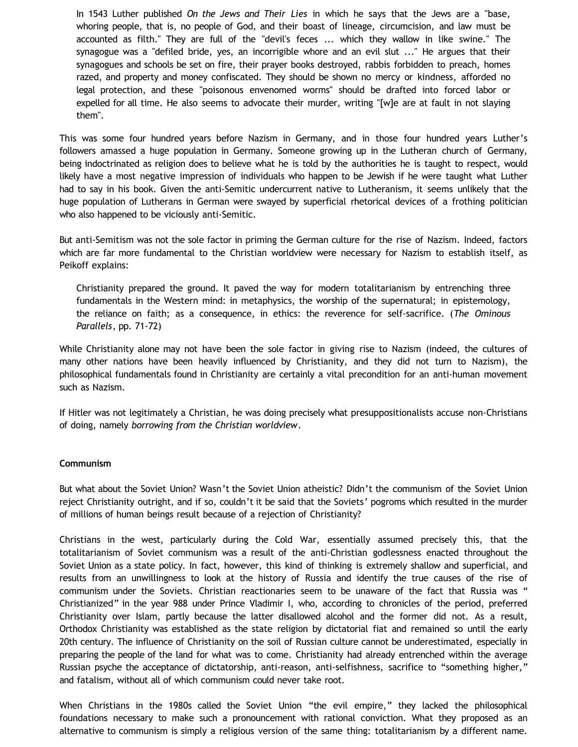> In 1543 Luther published *On the Jews and Their Lies* in which he says that the Jews are a "base, whoring people, that is, no people of God, and their boast of lineage, circumcision, and law must be accounted as filth." They are full of the "devil's feces ... which they wallow in like swine." The synagogue was a "defiled bride, yes, an incorrigible whore and an evil slut ..." He argues that their synagogues and schools be set on fire, their prayer books destroyed, rabbis forbidden to preach, homes razed, and property and money confiscated. They should be shown no mercy or kindness, afforded no legal protection, and these "poisonous envenomed worms" should be drafted into forced labor or expelled for all time. He also seems to advocate their murder, writing "[w]e are at fault in not slaying them".

This was some four hundred years before Nazism in Germany, and in those four hundred years Luther's followers amassed a huge population in Germany. Someone growing up in the Lutheran church of Germany, being indoctrinated as religion does to believe what he is told by the authorities he is taught to respect, would likely have a most negative impression of individuals who happen to be Jewish if he were taught what Luther had to say in his book. Given the anti-Semitic undercurrent native to Lutheranism, it seems unlikely that the huge population of Lutherans in German were swayed by superficial rhetorical devices of a frothing politician who also happened to be viciously anti-Semitic.

But anti-Semitism was not the sole factor in priming the German culture for the rise of Nazism. Indeed, factors which are far more fundamental to the Christian worldview were necessary for Nazism to establish itself, as Peikoff explains:

> Christianity prepared the ground. It paved the way for modern totalitarianism by entrenching three fundamentals in the Western mind: in metaphysics, the worship of the supernatural; in epistemology, the reliance on faith; as a consequence, in ethics: the reverence for self-sacrifice. (*The Ominous Parallels*, pp. 71-72)

While Christianity alone may not have been the sole factor in giving rise to Nazism (indeed, the cultures of many other nations have been heavily influenced by Christianity, and they did not turn to Nazism), the philosophical fundamentals found in Christianity are certainly a vital precondition for an anti-human movement such as Nazism.

If Hitler was not legitimately a Christian, he was doing precisely what presuppositionalists accuse non-Christians of doing, namely *borrowing from the Christian worldview*.

**Communism**

But what about the Soviet Union? Wasn't the Soviet Union atheistic? Didn't the communism of the Soviet Union reject Christianity outright, and if so, couldn't it be said that the Soviets' pogroms which resulted in the murder of millions of human beings result because of a rejection of Christianity?

Christians in the west, particularly during the Cold War, essentially assumed precisely this, that the totalitarianism of Soviet communism was a result of the anti-Christian godlessness enacted throughout the Soviet Union as a state policy. In fact, however, this kind of thinking is extremely shallow and superficial, and results from an unwillingness to look at the history of Russia and identify the true causes of the rise of communism under the Soviets. Christian reactionaries seem to be unaware of the fact that Russia was "Christianized" in the year 988 under Prince Vladimir I, who, according to chronicles of the period, preferred Christianity over Islam, partly because the latter disallowed alcohol and the former did not. As a result, Orthodox Christianity was established as the state religion by dictatorial fiat and remained so until the early 20th century. The influence of Christianity on the soil of Russian culture cannot be underestimated, especially in preparing the people of the land for what was to come. Christianity had already entrenched within the average Russian psyche the acceptance of dictatorship, anti-reason, anti-selfishness, sacrifice to "something higher," and fatalism, without all of which communism could never take root.

When Christians in the 1980s called the Soviet Union "the evil empire," they lacked the philosophical foundations necessary to make such a pronouncement with rational conviction. What they proposed as an alternative to communism is simply a religious version of the same thing: totalitarianism by a different name.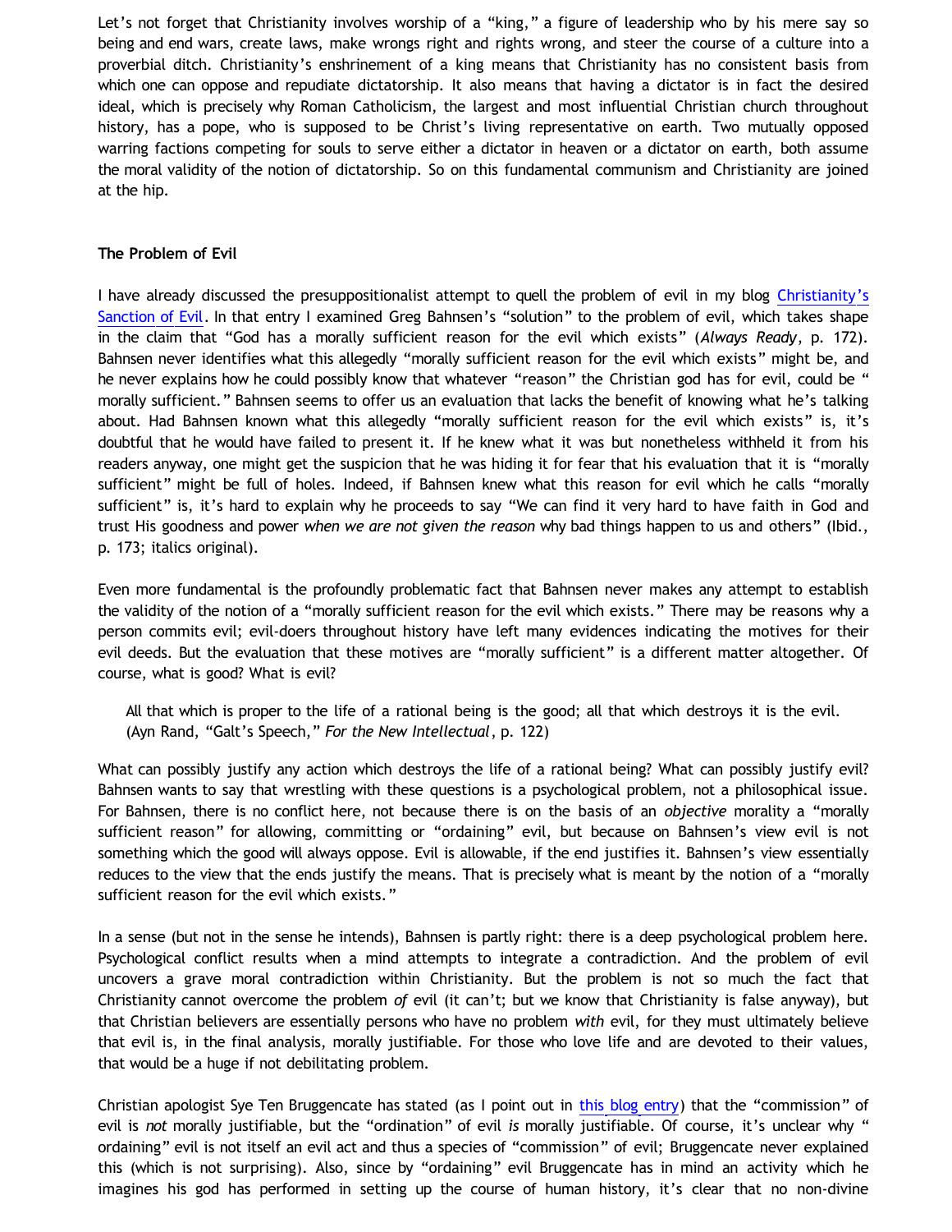Let's not forget that Christianity involves worship of a "king," a figure of leadership who by his mere say so being and end wars, create laws, make wrongs right and rights wrong, and steer the course of a culture into a proverbial ditch. Christianity's enshrinement of a king means that Christianity has no consistent basis from which one can oppose and repudiate dictatorship. It also means that having a dictator is in fact the desired ideal, which is precisely why Roman Catholicism, the largest and most influential Christian church throughout history, has a pope, who is supposed to be Christ's living representative on earth. Two mutually opposed warring factions competing for souls to serve either a dictator in heaven or a dictator on earth, both assume the moral validity of the notion of dictatorship. So on this fundamental communism and Christianity are joined at the hip.

**The Problem of Evil**

I have already discussed the presuppositionalist attempt to quell the problem of evil in my blog Christianity's Sanction of Evil. In that entry I examined Greg Bahnsen's "solution" to the problem of evil, which takes shape in the claim that "God has a morally sufficient reason for the evil which exists" (*Always Ready*, p. 172). Bahnsen never identifies what this allegedly "morally sufficient reason for the evil which exists" might be, and he never explains how he could possibly know that whatever "reason" the Christian god has for evil, could be " morally sufficient." Bahnsen seems to offer us an evaluation that lacks the benefit of knowing what he's talking about. Had Bahnsen known what this allegedly "morally sufficient reason for the evil which exists" is, it's doubtful that he would have failed to present it. If he knew what it was but nonetheless withheld it from his readers anyway, one might get the suspicion that he was hiding it for fear that his evaluation that it is "morally sufficient" might be full of holes. Indeed, if Bahnsen knew what this reason for evil which he calls "morally sufficient" is, it's hard to explain why he proceeds to say "We can find it very hard to have faith in God and trust His goodness and power *when we are not given the reason* why bad things happen to us and others" (Ibid., p. 173; italics original).

Even more fundamental is the profoundly problematic fact that Bahnsen never makes any attempt to establish the validity of the notion of a "morally sufficient reason for the evil which exists." There may be reasons why a person commits evil; evil-doers throughout history have left many evidences indicating the motives for their evil deeds. But the evaluation that these motives are "morally sufficient" is a different matter altogether. Of course, what is good? What is evil?

> All that which is proper to the life of a rational being is the good; all that which destroys it is the evil. (Ayn Rand, "Galt's Speech," *For the New Intellectual*, p. 122)

What can possibly justify any action which destroys the life of a rational being? What can possibly justify evil? Bahnsen wants to say that wrestling with these questions is a psychological problem, not a philosophical issue. For Bahnsen, there is no conflict here, not because there is on the basis of an *objective* morality a "morally sufficient reason" for allowing, committing or "ordaining" evil, but because on Bahnsen's view evil is not something which the good will always oppose. Evil is allowable, if the end justifies it. Bahnsen's view essentially reduces to the view that the ends justify the means. That is precisely what is meant by the notion of a "morally sufficient reason for the evil which exists."

In a sense (but not in the sense he intends), Bahnsen is partly right: there is a deep psychological problem here. Psychological conflict results when a mind attempts to integrate a contradiction. And the problem of evil uncovers a grave moral contradiction within Christianity. But the problem is not so much the fact that Christianity cannot overcome the problem *of* evil (it can't; but we know that Christianity is false anyway), but that Christian believers are essentially persons who have no problem *with* evil, for they must ultimately believe that evil is, in the final analysis, morally justifiable. For those who love life and are devoted to their values, that would be a huge if not debilitating problem.

Christian apologist Sye Ten Bruggencate has stated (as I point out in this blog entry) that the "commission" of evil is *not* morally justifiable, but the "ordination" of evil *is* morally justifiable. Of course, it's unclear why " ordaining" evil is not itself an evil act and thus a species of "commission" of evil; Bruggencate never explained this (which is not surprising). Also, since by "ordaining" evil Bruggencate has in mind an activity which he imagines his god has performed in setting up the course of human history, it's clear that no non-divine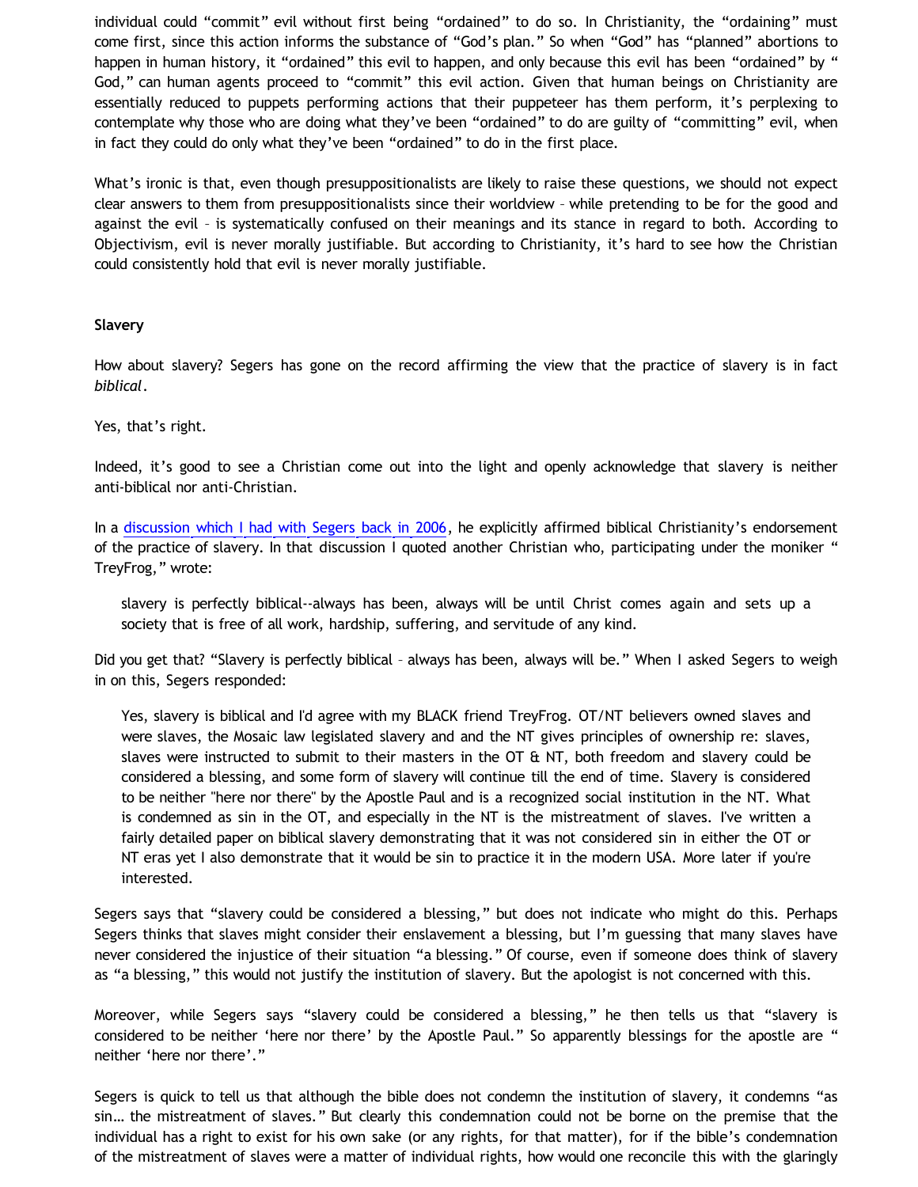individual could “commit” evil without first being “ordained” to do so. In Christianity, the “ordaining” must come first, since this action informs the substance of “God’s plan.” So when “God” has “planned” abortions to happen in human history, it “ordained” this evil to happen, and only because this evil has been “ordained” by “God,” can human agents proceed to “commit” this evil action. Given that human beings on Christianity are essentially reduced to puppets performing actions that their puppeteer has them perform, it’s perplexing to contemplate why those who are doing what they’ve been “ordained” to do are guilty of “committing” evil, when in fact they could do only what they’ve been “ordained” to do in the first place.

What’s ironic is that, even though presuppositionalists are likely to raise these questions, we should not expect clear answers to them from presuppositionalists since their worldview – while pretending to be for the good and against the evil – is systematically confused on their meanings and its stance in regard to both. According to Objectivism, evil is never morally justifiable. But according to Christianity, it’s hard to see how the Christian could consistently hold that evil is never morally justifiable.

**Slavery**

How about slavery? Segers has gone on the record affirming the view that the practice of slavery is in fact *biblical*.

Yes, that’s right.

Indeed, it’s good to see a Christian come out into the light and openly acknowledge that slavery is neither anti-biblical nor anti-Christian.

In a discussion which I had with Segers back in 2006, he explicitly affirmed biblical Christianity’s endorsement of the practice of slavery. In that discussion I quoted another Christian who, participating under the moniker “TreyFrog,” wrote:

> slavery is perfectly biblical--always has been, always will be until Christ comes again and sets up a society that is free of all work, hardship, suffering, and servitude of any kind.

Did you get that? “Slavery is perfectly biblical – always has been, always will be.” When I asked Segers to weigh in on this, Segers responded:

> Yes, slavery is biblical and I'd agree with my BLACK friend TreyFrog. OT/NT believers owned slaves and were slaves, the Mosaic law legislated slavery and and the NT gives principles of ownership re: slaves, slaves were instructed to submit to their masters in the OT & NT, both freedom and slavery could be considered a blessing, and some form of slavery will continue till the end of time. Slavery is considered to be neither "here nor there" by the Apostle Paul and is a recognized social institution in the NT. What is condemned as sin in the OT, and especially in the NT is the mistreatment of slaves. I've written a fairly detailed paper on biblical slavery demonstrating that it was not considered sin in either the OT or NT eras yet I also demonstrate that it would be sin to practice it in the modern USA. More later if you're interested.

Segers says that “slavery could be considered a blessing,” but does not indicate who might do this. Perhaps Segers thinks that slaves might consider their enslavement a blessing, but I’m guessing that many slaves have never considered the injustice of their situation “a blessing.” Of course, even if someone does think of slavery as “a blessing,” this would not justify the institution of slavery. But the apologist is not concerned with this.

Moreover, while Segers says “slavery could be considered a blessing,” he then tells us that “slavery is considered to be neither ‘here nor there’ by the Apostle Paul.” So apparently blessings for the apostle are “neither ‘here nor there’.”

Segers is quick to tell us that although the bible does not condemn the institution of slavery, it condemns “as sin… the mistreatment of slaves.” But clearly this condemnation could not be borne on the premise that the individual has a right to exist for his own sake (or any rights, for that matter), for if the bible’s condemnation of the mistreatment of slaves were a matter of individual rights, how would one reconcile this with the glaringly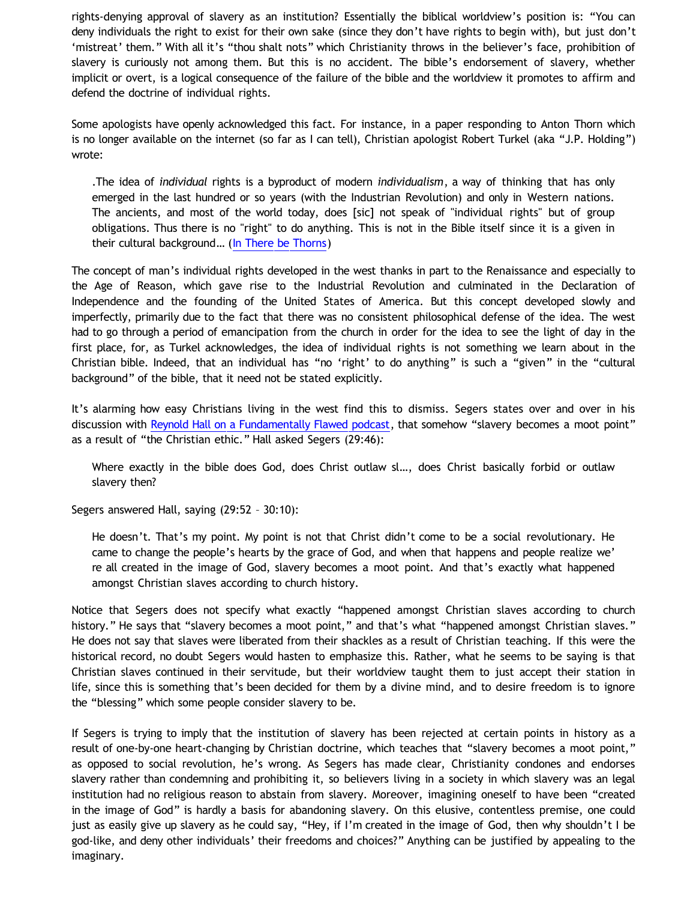rights-denying approval of slavery as an institution? Essentially the biblical worldview's position is: "You can deny individuals the right to exist for their own sake (since they don't have rights to begin with), but just don't 'mistreat' them." With all it's "thou shalt nots" which Christianity throws in the believer's face, prohibition of slavery is curiously not among them. But this is no accident. The bible's endorsement of slavery, whether implicit or overt, is a logical consequence of the failure of the bible and the worldview it promotes to affirm and defend the doctrine of individual rights.

Some apologists have openly acknowledged this fact. For instance, in a paper responding to Anton Thorn which is no longer available on the internet (so far as I can tell), Christian apologist Robert Turkel (aka "J.P. Holding") wrote:

> .The idea of *individual* rights is a byproduct of modern *individualism*, a way of thinking that has only emerged in the last hundred or so years (with the Industrian Revolution) and only in Western nations. The ancients, and most of the world today, does [sic] not speak of "individual rights" but of group obligations. Thus there is no "right" to do anything. This is not in the Bible itself since it is a given in their cultural background… (In There be Thorns)

The concept of man's individual rights developed in the west thanks in part to the Renaissance and especially to the Age of Reason, which gave rise to the Industrial Revolution and culminated in the Declaration of Independence and the founding of the United States of America. But this concept developed slowly and imperfectly, primarily due to the fact that there was no consistent philosophical defense of the idea. The west had to go through a period of emancipation from the church in order for the idea to see the light of day in the first place, for, as Turkel acknowledges, the idea of individual rights is not something we learn about in the Christian bible. Indeed, that an individual has "no 'right' to do anything" is such a "given" in the "cultural background" of the bible, that it need not be stated explicitly.

It's alarming how easy Christians living in the west find this to dismiss. Segers states over and over in his discussion with Reynold Hall on a Fundamentally Flawed podcast, that somehow "slavery becomes a moot point" as a result of "the Christian ethic." Hall asked Segers (29:46):

> Where exactly in the bible does God, does Christ outlaw sl…, does Christ basically forbid or outlaw slavery then?

Segers answered Hall, saying (29:52 – 30:10):

> He doesn't. That's my point. My point is not that Christ didn't come to be a social revolutionary. He came to change the people's hearts by the grace of God, and when that happens and people realize we're all created in the image of God, slavery becomes a moot point. And that's exactly what happened amongst Christian slaves according to church history.

Notice that Segers does not specify what exactly "happened amongst Christian slaves according to church history." He says that "slavery becomes a moot point," and that's what "happened amongst Christian slaves." He does not say that slaves were liberated from their shackles as a result of Christian teaching. If this were the historical record, no doubt Segers would hasten to emphasize this. Rather, what he seems to be saying is that Christian slaves continued in their servitude, but their worldview taught them to just accept their station in life, since this is something that's been decided for them by a divine mind, and to desire freedom is to ignore the "blessing" which some people consider slavery to be.

If Segers is trying to imply that the institution of slavery has been rejected at certain points in history as a result of one-by-one heart-changing by Christian doctrine, which teaches that "slavery becomes a moot point," as opposed to social revolution, he's wrong. As Segers has made clear, Christianity condones and endorses slavery rather than condemning and prohibiting it, so believers living in a society in which slavery was an legal institution had no religious reason to abstain from slavery. Moreover, imagining oneself to have been "created in the image of God" is hardly a basis for abandoning slavery. On this elusive, contentless premise, one could just as easily give up slavery as he could say, "Hey, if I'm created in the image of God, then why shouldn't I be god-like, and deny other individuals' their freedoms and choices?" Anything can be justified by appealing to the imaginary.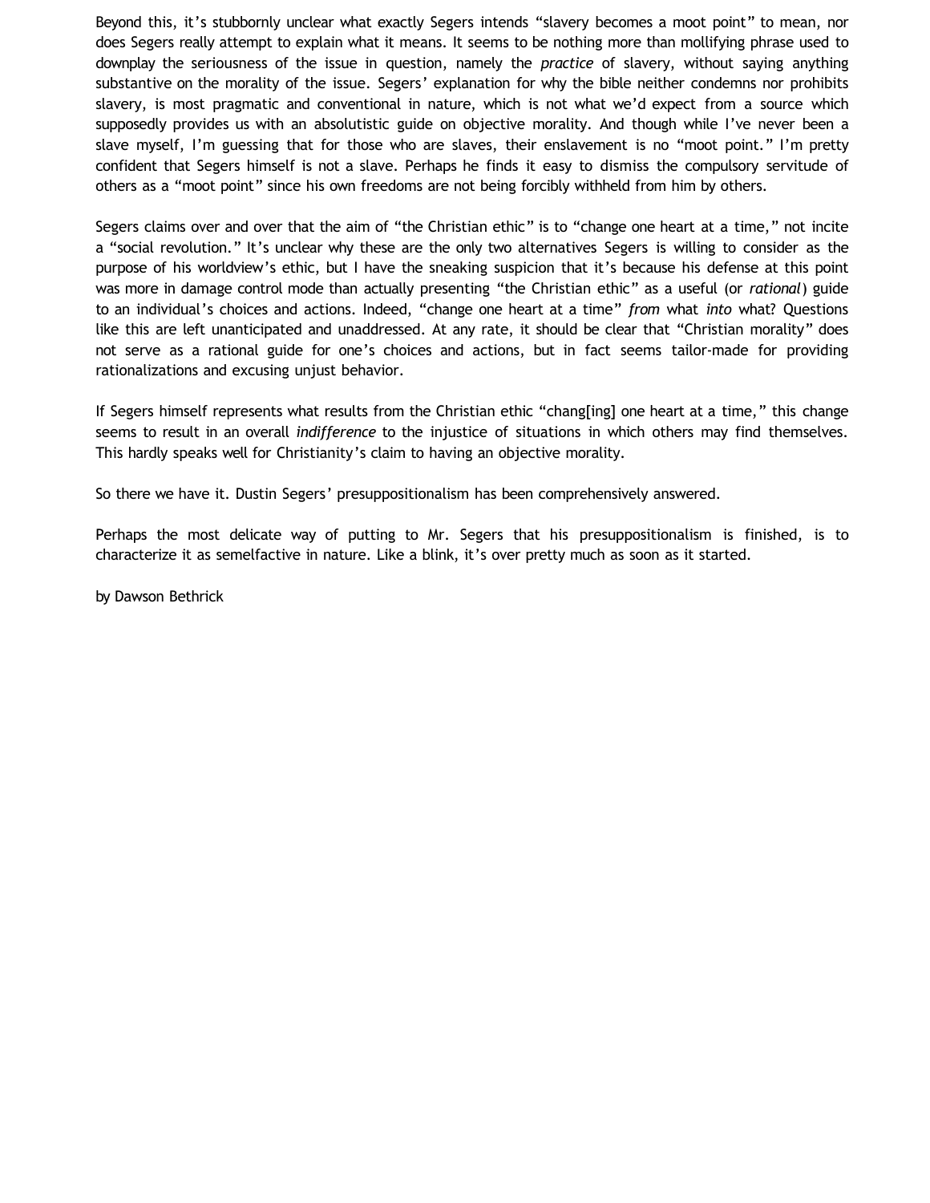Beyond this, it's stubbornly unclear what exactly Segers intends "slavery becomes a moot point" to mean, nor does Segers really attempt to explain what it means. It seems to be nothing more than mollifying phrase used to downplay the seriousness of the issue in question, namely the *practice* of slavery, without saying anything substantive on the morality of the issue. Segers' explanation for why the bible neither condemns nor prohibits slavery, is most pragmatic and conventional in nature, which is not what we'd expect from a source which supposedly provides us with an absolutistic guide on objective morality. And though while I've never been a slave myself, I'm guessing that for those who are slaves, their enslavement is no "moot point." I'm pretty confident that Segers himself is not a slave. Perhaps he finds it easy to dismiss the compulsory servitude of others as a "moot point" since his own freedoms are not being forcibly withheld from him by others.

Segers claims over and over that the aim of "the Christian ethic" is to "change one heart at a time," not incite a "social revolution." It's unclear why these are the only two alternatives Segers is willing to consider as the purpose of his worldview's ethic, but I have the sneaking suspicion that it's because his defense at this point was more in damage control mode than actually presenting "the Christian ethic" as a useful (or *rational*) guide to an individual's choices and actions. Indeed, "change one heart at a time" *from* what *into* what? Questions like this are left unanticipated and unaddressed. At any rate, it should be clear that "Christian morality" does not serve as a rational guide for one's choices and actions, but in fact seems tailor-made for providing rationalizations and excusing unjust behavior.

If Segers himself represents what results from the Christian ethic "chang[ing] one heart at a time," this change seems to result in an overall *indifference* to the injustice of situations in which others may find themselves. This hardly speaks well for Christianity's claim to having an objective morality.

So there we have it. Dustin Segers' presuppositionalism has been comprehensively answered.

Perhaps the most delicate way of putting to Mr. Segers that his presuppositionalism is finished, is to characterize it as semelfactive in nature. Like a blink, it's over pretty much as soon as it started.

by Dawson Bethrick